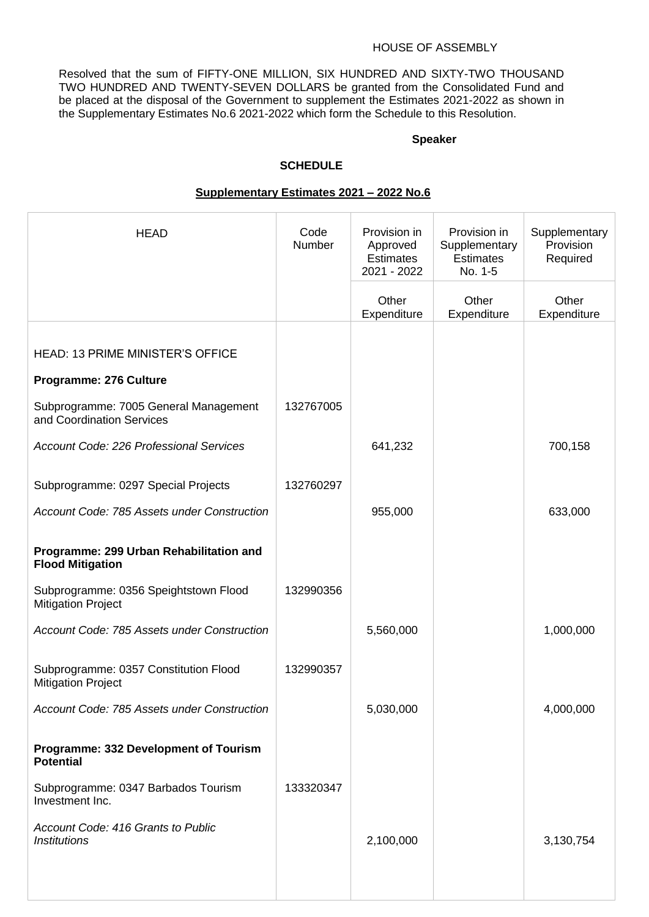HOUSE OF ASSEMBLY

Resolved that the sum of FIFTY-ONE MILLION, SIX HUNDRED AND SIXTY-TWO THOUSAND TWO HUNDRED AND TWENTY-SEVEN DOLLARS be granted from the Consolidated Fund and be placed at the disposal of the Government to supplement the Estimates 2021-2022 as shown in the Supplementary Estimates No.6 2021-2022 which form the Schedule to this Resolution.

**Speaker**

**SCHEDULE**

**Supplementary Estimates 2021 – 2022 No.6**

| HEAD | Code Number | Provision in Approved Estimates 2021 - 2022 | Provision in Supplementary Estimates No. 1-5 | Supplementary Provision Required |
|---|---|---|---|---|
| | | Other Expenditure | Other Expenditure | Other Expenditure |
| HEAD: 13 PRIME MINISTER'S OFFICE | | | | |
| **Programme: 276 Culture** | | | | |
| Subprogramme: 7005 General Management and Coordination Services | 132767005 | | | |
| *Account Code: 226 Professional Services* | | 641,232 | | 700,158 |
| Subprogramme: 0297 Special Projects | 132760297 | | | |
| *Account Code: 785 Assets under Construction* | | 955,000 | | 633,000 |
| **Programme: 299 Urban Rehabilitation and Flood Mitigation** | | | | |
| Subprogramme: 0356 Speightstown Flood Mitigation Project | 132990356 | | | |
| *Account Code: 785 Assets under Construction* | | 5,560,000 | | 1,000,000 |
| Subprogramme: 0357 Constitution Flood Mitigation Project | 132990357 | | | |
| *Account Code: 785 Assets under Construction* | | 5,030,000 | | 4,000,000 |
| **Programme: 332 Development of Tourism Potential** | | | | |
| Subprogramme: 0347 Barbados Tourism Investment Inc. | 133320347 | | | |
| *Account Code: 416 Grants to Public Institutions* | | 2,100,000 | | 3,130,754 |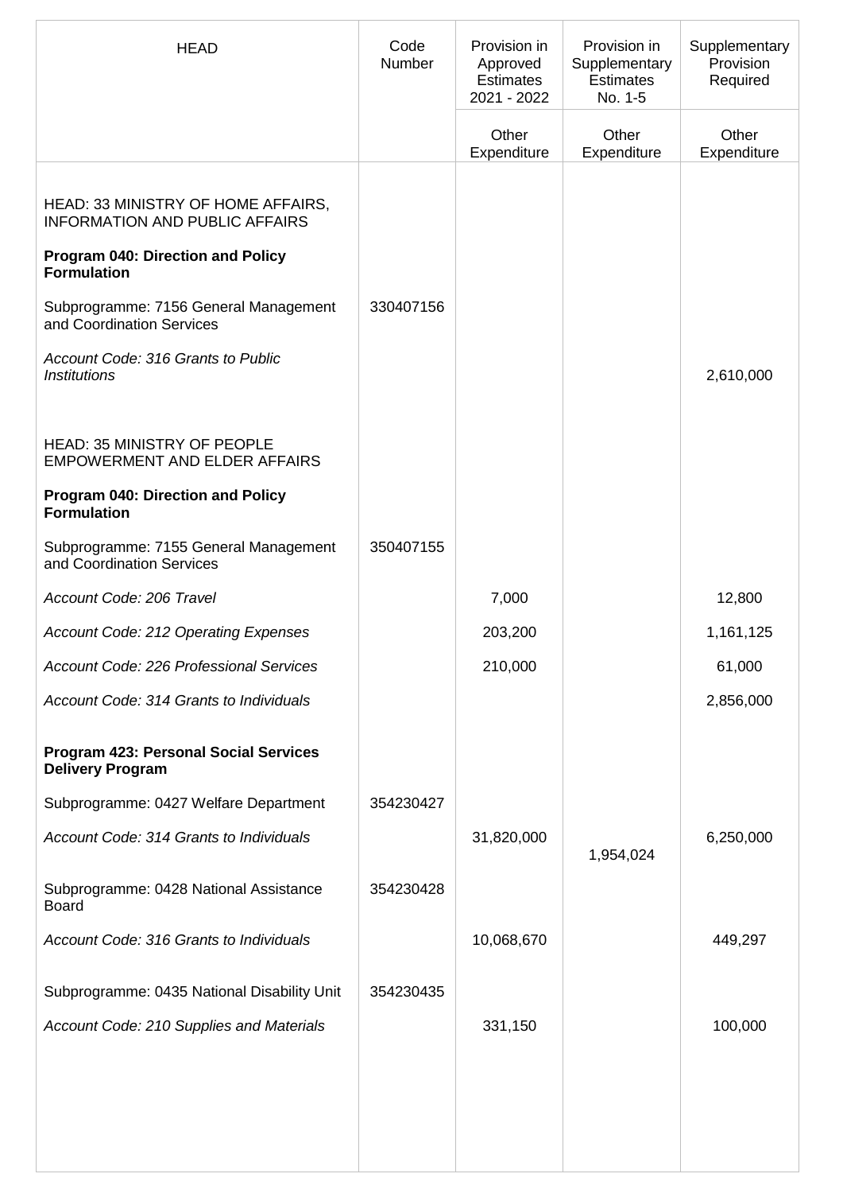| HEAD | Code Number | Provision in Approved Estimates 2021 - 2022 | Provision in Supplementary Estimates No. 1-5 | Supplementary Provision Required |
|---|---|---|---|---|
| | | Other Expenditure | Other Expenditure | Other Expenditure |
| HEAD: 33 MINISTRY OF HOME AFFAIRS, INFORMATION AND PUBLIC AFFAIRS | | | | |
| **Program 040: Direction and Policy Formulation** | | | | |
| Subprogramme: 7156 General Management and Coordination Services | 330407156 | | | |
| *Account Code: 316 Grants to Public Institutions* | | | | 2,610,000 |
| HEAD: 35 MINISTRY OF PEOPLE EMPOWERMENT AND ELDER AFFAIRS | | | | |
| **Program 040: Direction and Policy Formulation** | | | | |
| Subprogramme: 7155 General Management and Coordination Services | 350407155 | | | |
| *Account Code: 206 Travel* | | 7,000 | | 12,800 |
| *Account Code: 212 Operating Expenses* | | 203,200 | | 1,161,125 |
| *Account Code: 226 Professional Services* | | 210,000 | | 61,000 |
| *Account Code: 314 Grants to Individuals* | | | | 2,856,000 |
| **Program 423: Personal Social Services Delivery Program** | | | | |
| Subprogramme: 0427 Welfare Department | 354230427 | | | |
| *Account Code: 314 Grants to Individuals* | | 31,820,000 | 1,954,024 | 6,250,000 |
| Subprogramme: 0428 National Assistance Board | 354230428 | | | |
| *Account Code: 316 Grants to Individuals* | | 10,068,670 | | 449,297 |
| Subprogramme: 0435 National Disability Unit | 354230435 | | | |
| *Account Code: 210 Supplies and Materials* | | 331,150 | | 100,000 |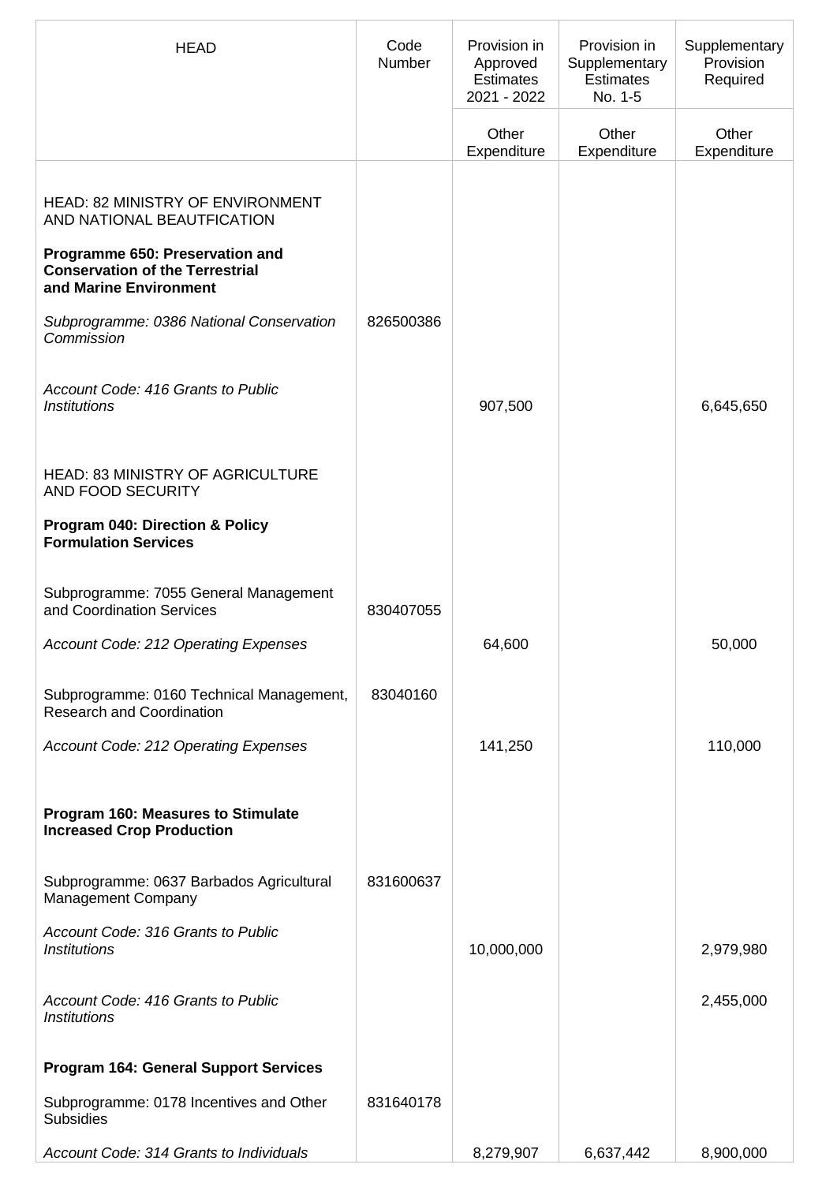| HEAD | Code Number | Provision in Approved Estimates 2021 - 2022 | Provision in Supplementary Estimates No. 1-5 | Supplementary Provision Required |
|---|---|---|---|---|
| | | Other Expenditure | Other Expenditure | Other Expenditure |
| HEAD: 82 MINISTRY OF ENVIRONMENT AND NATIONAL BEAUTFICATION | | | | |
| **Programme 650: Preservation and Conservation of the Terrestrial and Marine Environment** | | | | |
| *Subprogramme: 0386 National Conservation Commission* | 826500386 | | | |
| *Account Code: 416 Grants to Public Institutions* | | 907,500 | | 6,645,650 |
| HEAD: 83 MINISTRY OF AGRICULTURE AND FOOD SECURITY | | | | |
| **Program 040: Direction & Policy Formulation Services** | | | | |
| Subprogramme: 7055 General Management and Coordination Services | 830407055 | | | |
| *Account Code: 212 Operating Expenses* | | 64,600 | | 50,000 |
| Subprogramme: 0160 Technical Management, Research and Coordination | 83040160 | | | |
| *Account Code: 212 Operating Expenses* | | 141,250 | | 110,000 |
| **Program 160: Measures to Stimulate Increased Crop Production** | | | | |
| Subprogramme: 0637 Barbados Agricultural Management Company | 831600637 | | | |
| *Account Code: 316 Grants to Public Institutions* | | 10,000,000 | | 2,979,980 |
| *Account Code: 416 Grants to Public Institutions* | | | | 2,455,000 |
| **Program 164: General Support Services** | | | | |
| Subprogramme: 0178 Incentives and Other Subsidies | 831640178 | | | |
| *Account Code: 314 Grants to Individuals* | | 8,279,907 | 6,637,442 | 8,900,000 |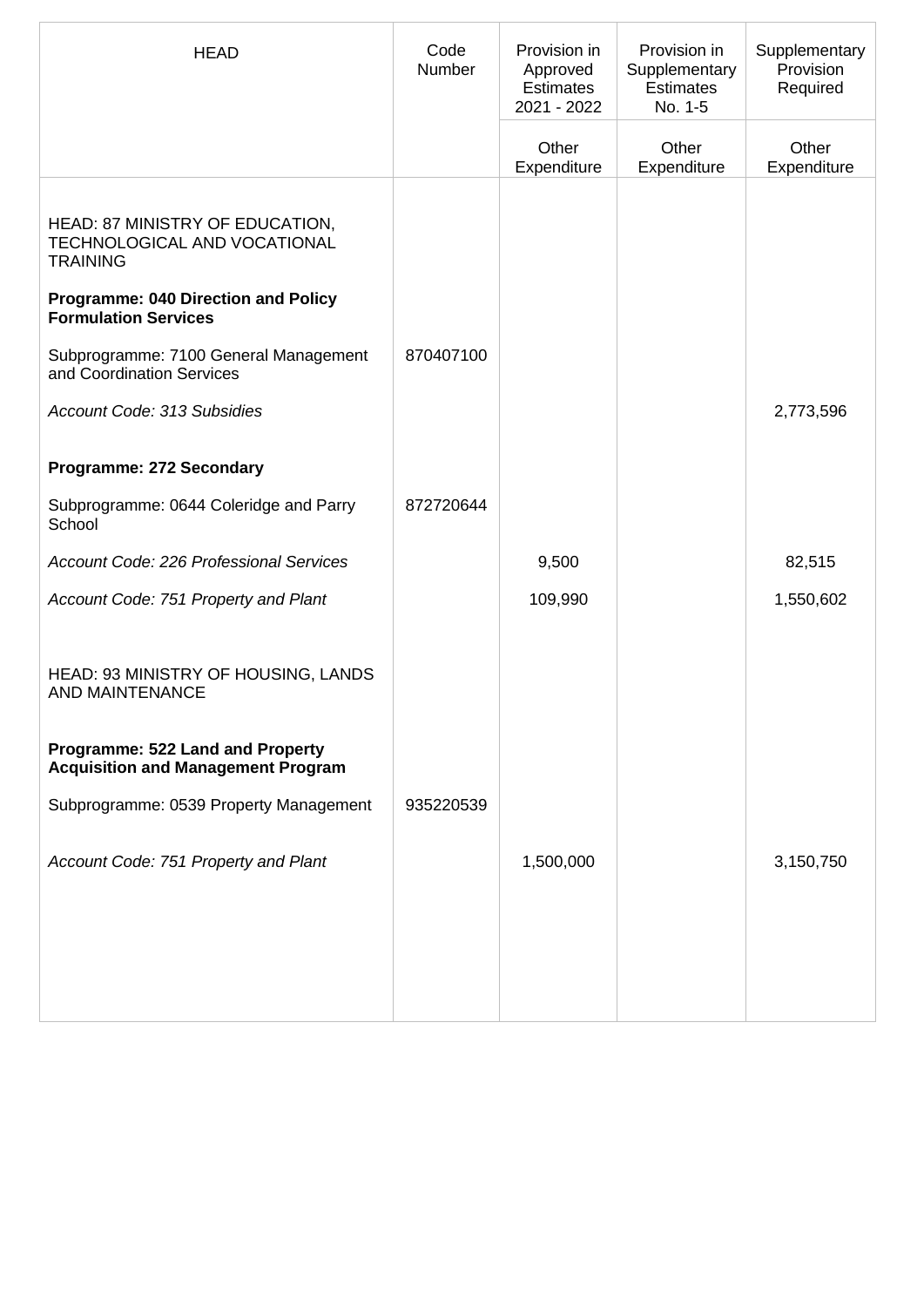| HEAD | Code Number | Provision in Approved Estimates 2021 - 2022 | Provision in Supplementary Estimates No. 1-5 | Supplementary Provision Required |
|---|---|---|---|---|
| | | Other Expenditure | Other Expenditure | Other Expenditure |
| HEAD: 87 MINISTRY OF EDUCATION, TECHNOLOGICAL AND VOCATIONAL TRAINING | | | | |
| **Programme: 040 Direction and Policy Formulation Services** | | | | |
| Subprogramme: 7100 General Management and Coordination Services | 870407100 | | | |
| *Account Code: 313 Subsidies* | | | | 2,773,596 |
| **Programme: 272 Secondary** | | | | |
| Subprogramme: 0644 Coleridge and Parry School | 872720644 | | | |
| *Account Code: 226 Professional Services* | | 9,500 | | 82,515 |
| *Account Code: 751 Property and Plant* | | 109,990 | | 1,550,602 |
| HEAD: 93 MINISTRY OF HOUSING, LANDS AND MAINTENANCE | | | | |
| **Programme: 522 Land and Property Acquisition and Management Program** | | | | |
| Subprogramme: 0539 Property Management | 935220539 | | | |
| *Account Code: 751 Property and Plant* | | 1,500,000 | | 3,150,750 |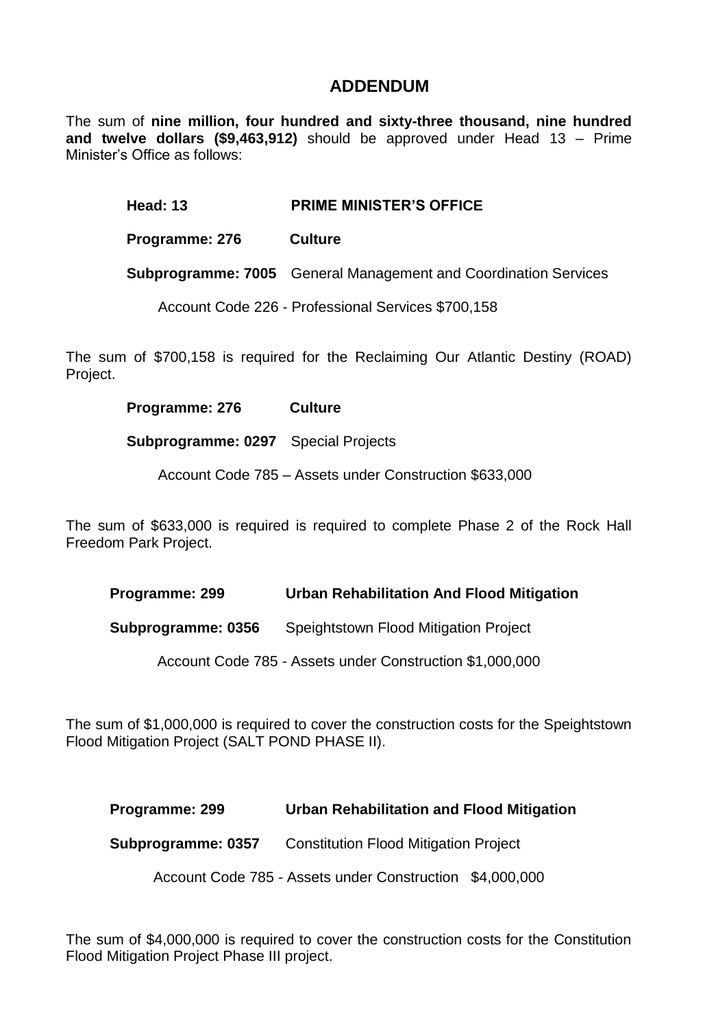## ADDENDUM

The sum of **nine million, four hundred and sixty-three thousand, nine hundred and twelve dollars ($9,463,912)** should be approved under Head 13 – Prime Minister's Office as follows:

**Head: 13** **PRIME MINISTER'S OFFICE**

**Programme: 276** **Culture**

**Subprogramme: 7005** General Management and Coordination Services

Account Code 226 - Professional Services $700,158

The sum of $700,158 is required for the Reclaiming Our Atlantic Destiny (ROAD) Project.

**Programme: 276** **Culture**

**Subprogramme: 0297** Special Projects

Account Code 785 – Assets under Construction $633,000

The sum of $633,000 is required is required to complete Phase 2 of the Rock Hall Freedom Park Project.

**Programme: 299** **Urban Rehabilitation And Flood Mitigation**

**Subprogramme: 0356** Speightstown Flood Mitigation Project

Account Code 785 - Assets under Construction $1,000,000

The sum of $1,000,000 is required to cover the construction costs for the Speightstown Flood Mitigation Project (SALT POND PHASE II).

**Programme: 299** **Urban Rehabilitation and Flood Mitigation**

**Subprogramme: 0357** Constitution Flood Mitigation Project

Account Code 785 - Assets under Construction $4,000,000

The sum of $4,000,000 is required to cover the construction costs for the Constitution Flood Mitigation Project Phase III project.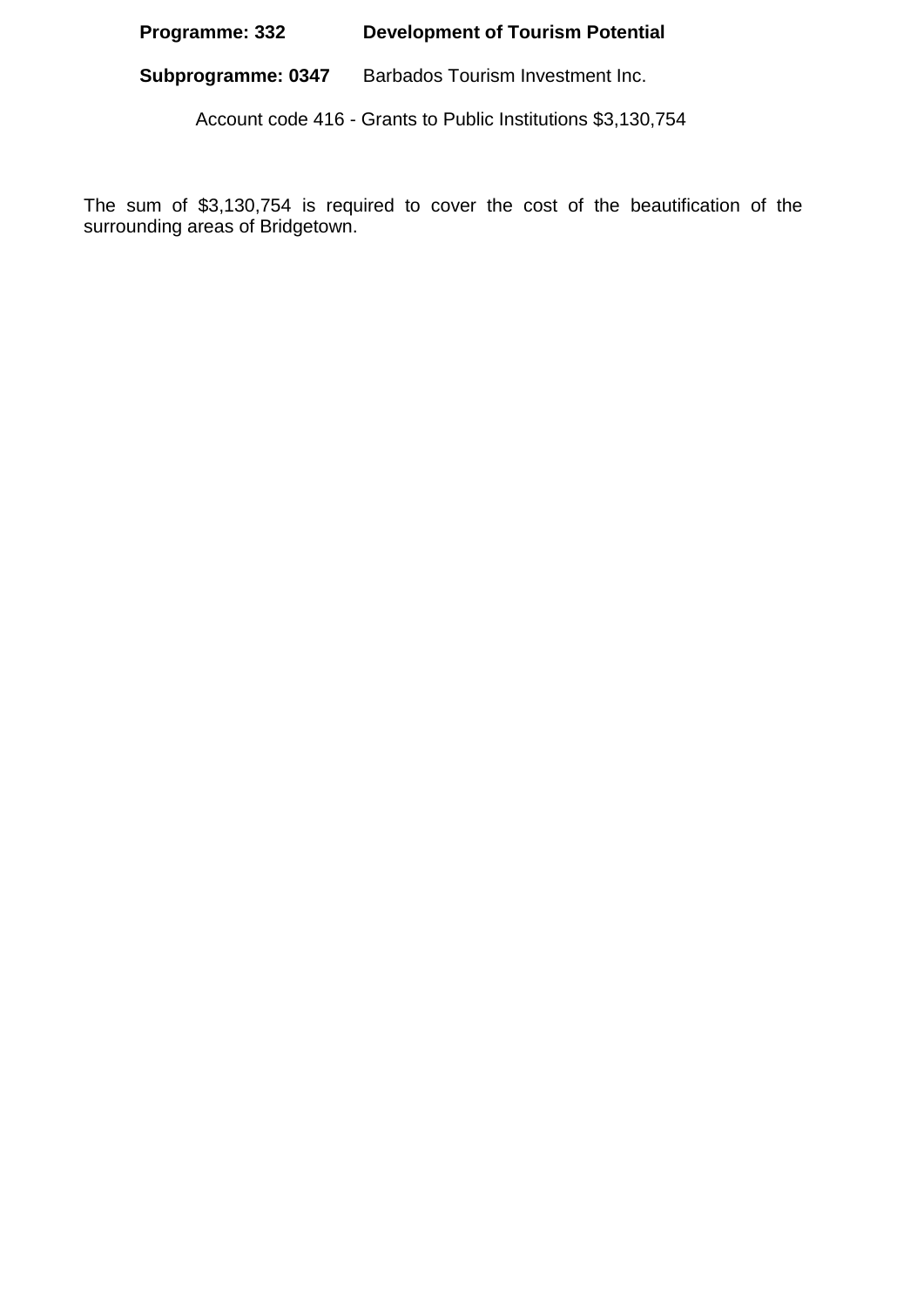**Programme: 332** **Development of Tourism Potential**

**Subprogramme: 0347** Barbados Tourism Investment Inc.

Account code 416 - Grants to Public Institutions $3,130,754

The sum of $3,130,754 is required to cover the cost of the beautification of the surrounding areas of Bridgetown.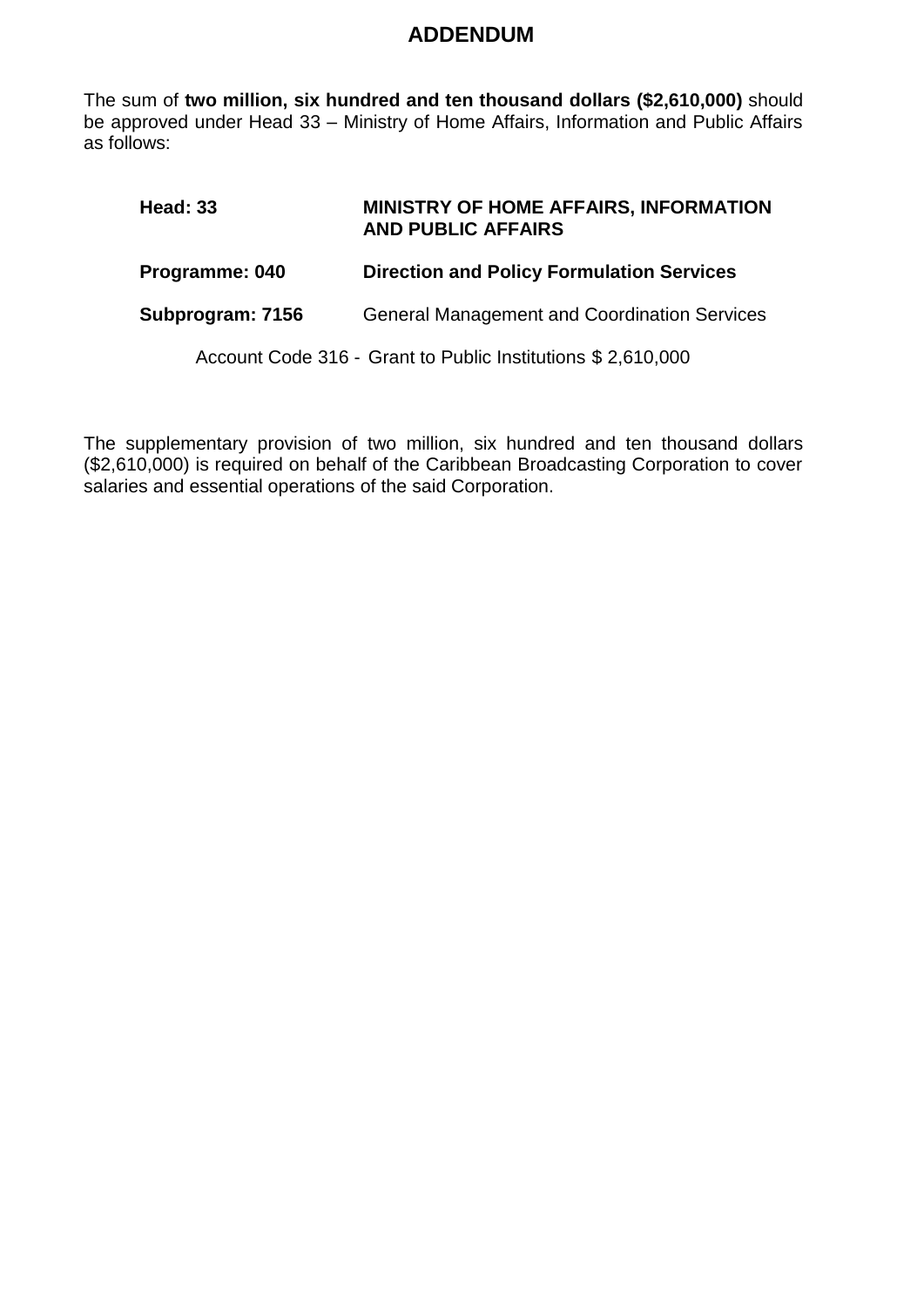# ADDENDUM

The sum of **two million, six hundred and ten thousand dollars ($2,610,000)** should be approved under Head 33 – Ministry of Home Affairs, Information and Public Affairs as follows:

| | |
|---|---|
| **Head: 33** | **MINISTRY OF HOME AFFAIRS, INFORMATION AND PUBLIC AFFAIRS** |
| **Programme: 040** | **Direction and Policy Formulation Services** |
| **Subprogram: 7156** | General Management and Coordination Services |

Account Code 316 - Grant to Public Institutions $ 2,610,000

The supplementary provision of two million, six hundred and ten thousand dollars ($2,610,000) is required on behalf of the Caribbean Broadcasting Corporation to cover salaries and essential operations of the said Corporation.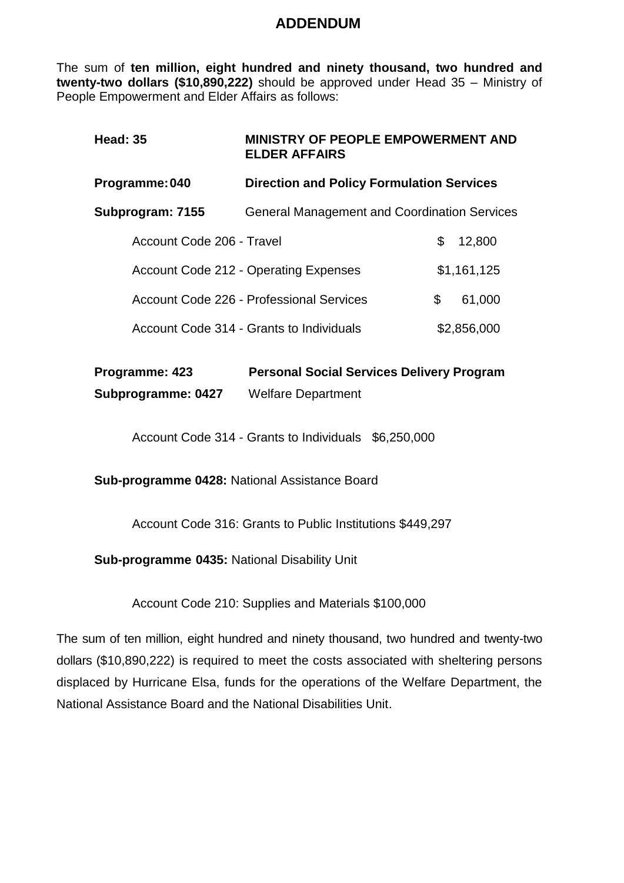# ADDENDUM

The sum of **ten million, eight hundred and ninety thousand, two hundred and twenty-two dollars ($10,890,222)** should be approved under Head 35 – Ministry of People Empowerment and Elder Affairs as follows:

**Head: 35** **MINISTRY OF PEOPLE EMPOWERMENT AND ELDER AFFAIRS**

**Programme: 040** **Direction and Policy Formulation Services**

**Subprogram: 7155** General Management and Coordination Services

| | |
|---|---|
| Account Code 206 - Travel | $ 12,800 |
| Account Code 212 - Operating Expenses | $1,161,125 |
| Account Code 226 - Professional Services | $ 61,000 |
| Account Code 314 - Grants to Individuals | $2,856,000 |

**Programme: 423** **Personal Social Services Delivery Program**

**Subprogramme: 0427** Welfare Department

Account Code 314 - Grants to Individuals $6,250,000

**Sub-programme 0428:** National Assistance Board

Account Code 316: Grants to Public Institutions $449,297

**Sub-programme 0435:** National Disability Unit

Account Code 210: Supplies and Materials $100,000

The sum of ten million, eight hundred and ninety thousand, two hundred and twenty-two dollars ($10,890,222) is required to meet the costs associated with sheltering persons displaced by Hurricane Elsa, funds for the operations of the Welfare Department, the National Assistance Board and the National Disabilities Unit.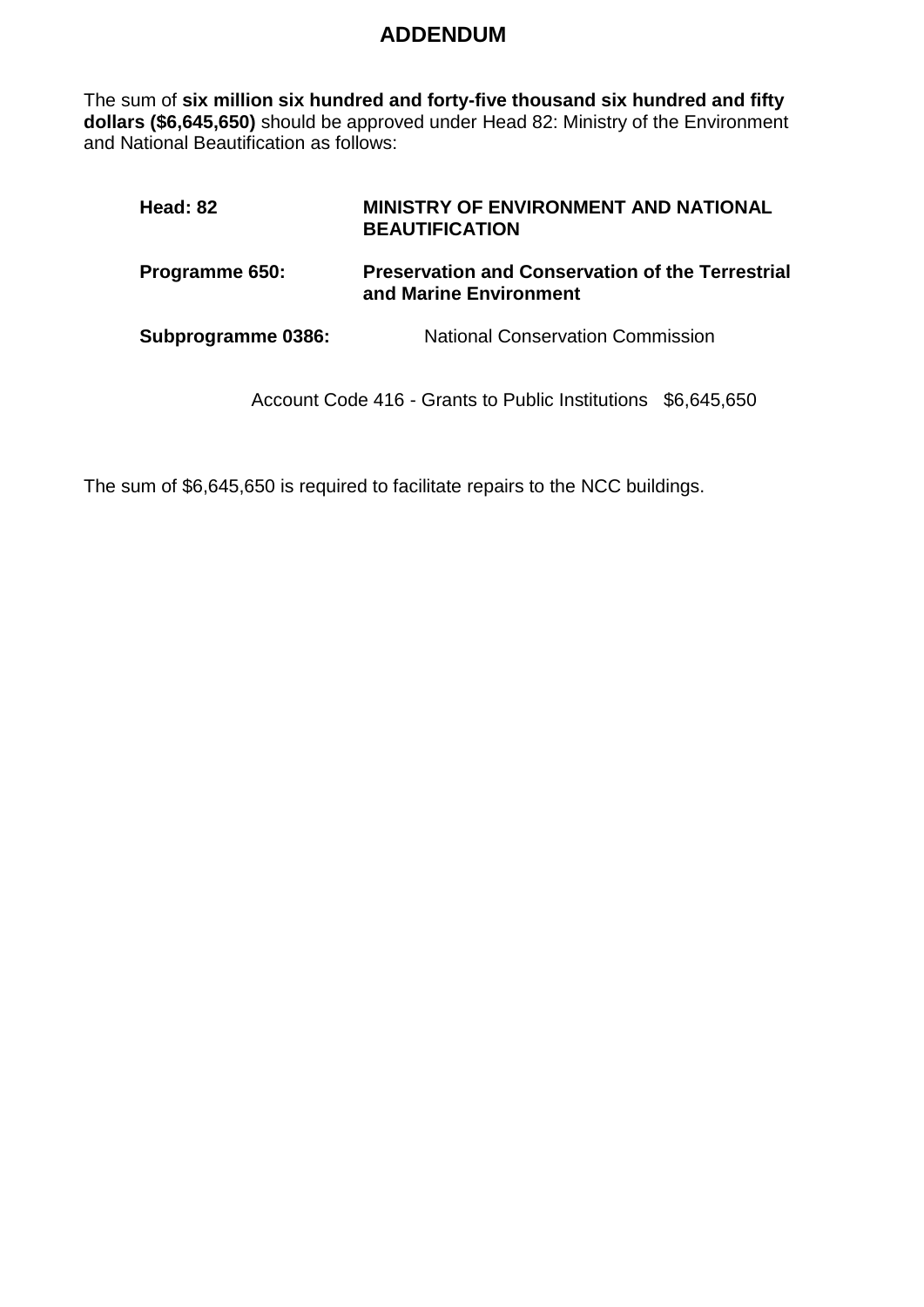# ADDENDUM

The sum of **six million six hundred and forty-five thousand six hundred and fifty dollars ($6,645,650)** should be approved under Head 82: Ministry of the Environment and National Beautification as follows:

| | |
|---|---|
| **Head: 82** | **MINISTRY OF ENVIRONMENT AND NATIONAL BEAUTIFICATION** |
| **Programme 650:** | **Preservation and Conservation of the Terrestrial and Marine Environment** |
| **Subprogramme 0386:** | National Conservation Commission |

Account Code 416 - Grants to Public Institutions $6,645,650

The sum of $6,645,650 is required to facilitate repairs to the NCC buildings.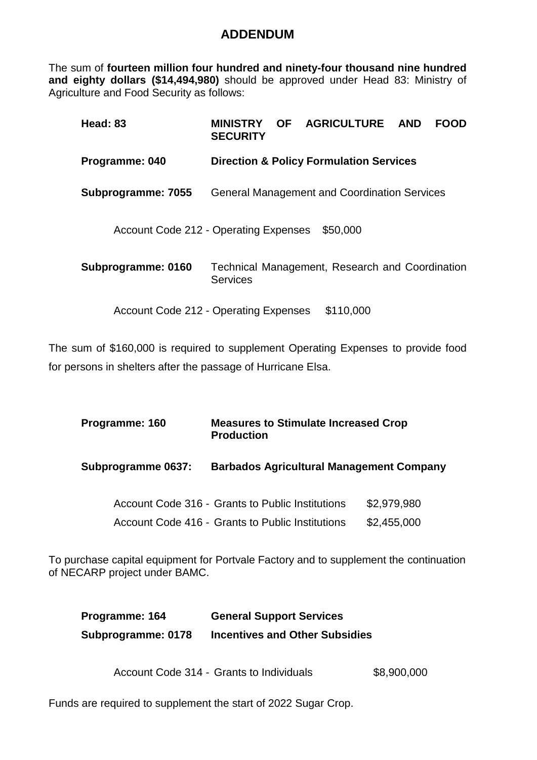## ADDENDUM

The sum of **fourteen million four hundred and ninety-four thousand nine hundred and eighty dollars ($14,494,980)** should be approved under Head 83: Ministry of Agriculture and Food Security as follows:

**Head: 83** — **MINISTRY OF AGRICULTURE AND FOOD SECURITY**

**Programme: 040** — **Direction & Policy Formulation Services**

**Subprogramme: 7055** — General Management and Coordination Services

Account Code 212 - Operating Expenses $50,000

**Subprogramme: 0160** — Technical Management, Research and Coordination Services

Account Code 212 - Operating Expenses $110,000

The sum of $160,000 is required to supplement Operating Expenses to provide food for persons in shelters after the passage of Hurricane Elsa.

**Programme: 160** — **Measures to Stimulate Increased Crop Production**

**Subprogramme 0637:** — **Barbados Agricultural Management Company**

Account Code 316 - Grants to Public Institutions $2,979,980

Account Code 416 - Grants to Public Institutions $2,455,000

To purchase capital equipment for Portvale Factory and to supplement the continuation of NECARP project under BAMC.

**Programme: 164** — **General Support Services**

**Subprogramme: 0178** — **Incentives and Other Subsidies**

Account Code 314 - Grants to Individuals $8,900,000

Funds are required to supplement the start of 2022 Sugar Crop.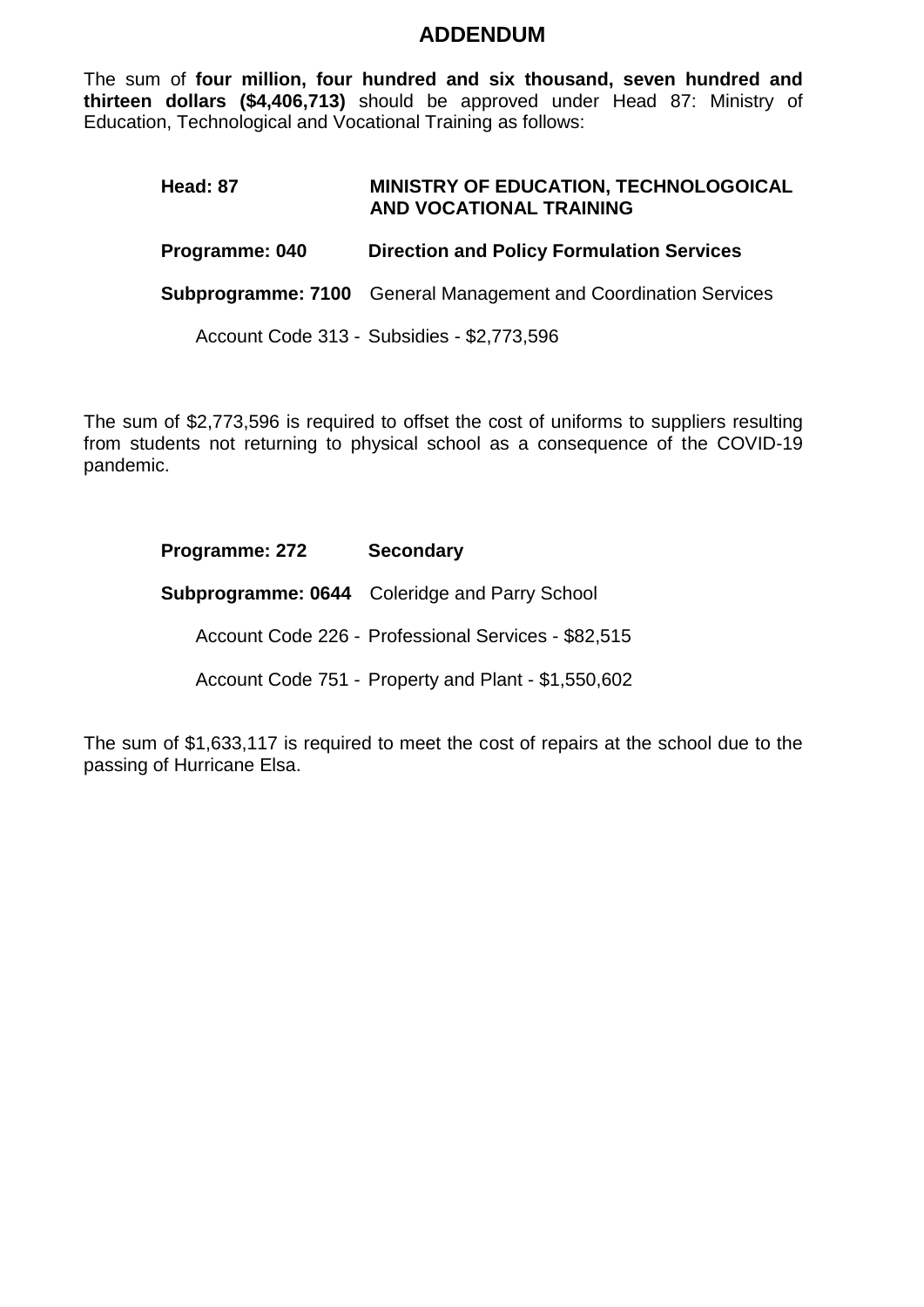# ADDENDUM

The sum of **four million, four hundred and six thousand, seven hundred and thirteen dollars ($4,406,713)** should be approved under Head 87: Ministry of Education, Technological and Vocational Training as follows:

**Head: 87** **MINISTRY OF EDUCATION, TECHNOLOGOICAL AND VOCATIONAL TRAINING**

**Programme: 040** **Direction and Policy Formulation Services**

**Subprogramme: 7100** General Management and Coordination Services

Account Code 313 - Subsidies - $2,773,596

The sum of $2,773,596 is required to offset the cost of uniforms to suppliers resulting from students not returning to physical school as a consequence of the COVID-19 pandemic.

**Programme: 272** **Secondary**

**Subprogramme: 0644** Coleridge and Parry School

Account Code 226 - Professional Services - $82,515

Account Code 751 - Property and Plant - $1,550,602

The sum of $1,633,117 is required to meet the cost of repairs at the school due to the passing of Hurricane Elsa.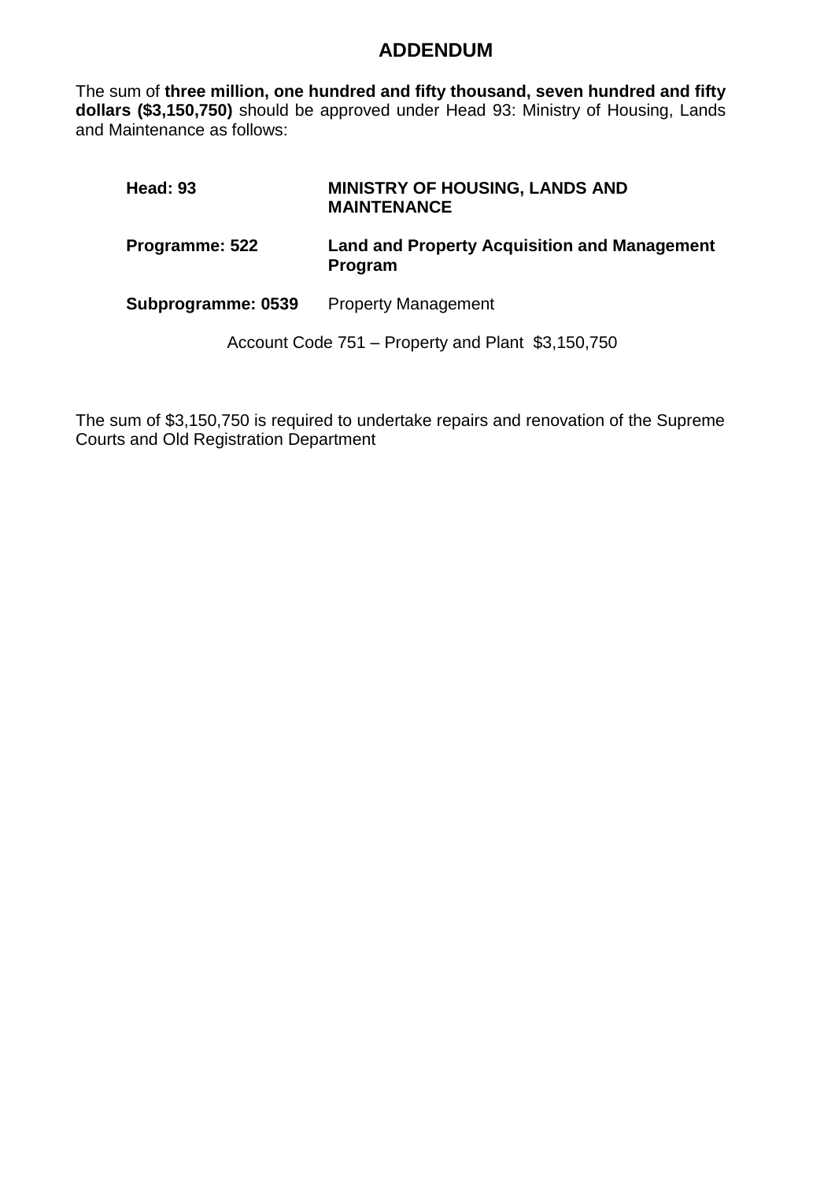## ADDENDUM

The sum of **three million, one hundred and fifty thousand, seven hundred and fifty dollars ($3,150,750)** should be approved under Head 93: Ministry of Housing, Lands and Maintenance as follows:

| | |
|---|---|
| **Head: 93** | **MINISTRY OF HOUSING, LANDS AND MAINTENANCE** |
| **Programme: 522** | **Land and Property Acquisition and Management Program** |
| **Subprogramme: 0539** | Property Management |

Account Code 751 – Property and Plant $3,150,750

The sum of $3,150,750 is required to undertake repairs and renovation of the Supreme Courts and Old Registration Department